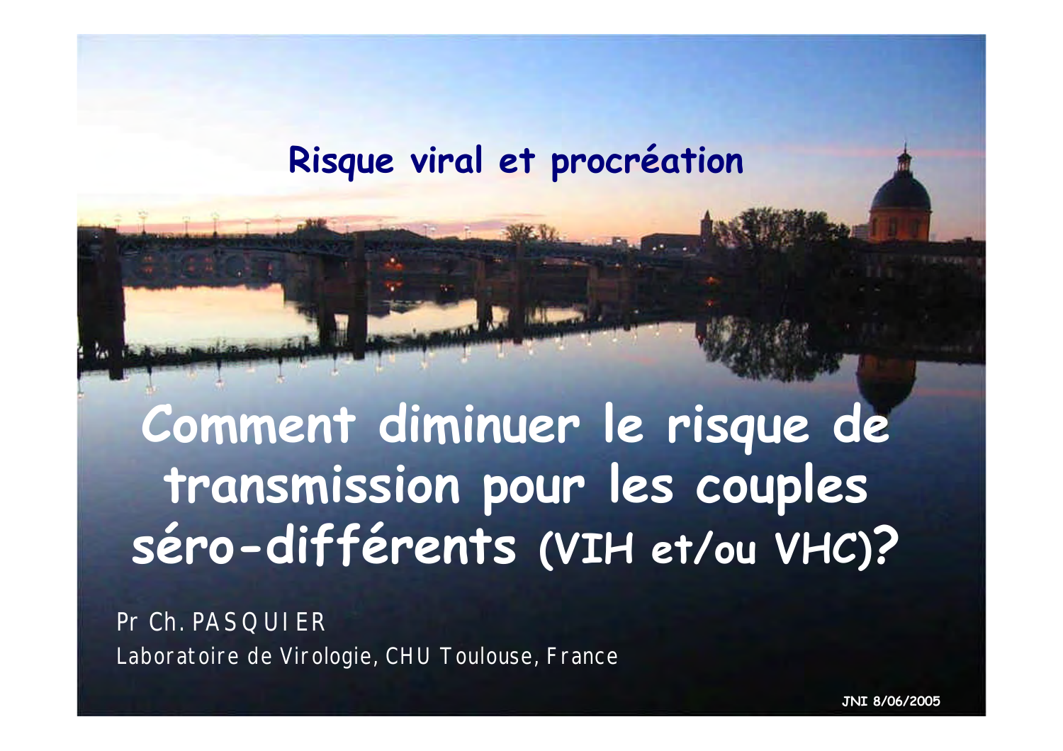Risque viral et procréation

# Comment diminuer le risque de transmission pour les couples séro-différents (VIH et/ou VHC)?

Pr Ch. PASQUIER

Laboratoire de Virologie, CHU Toulouse, France

JNI 8/06/2005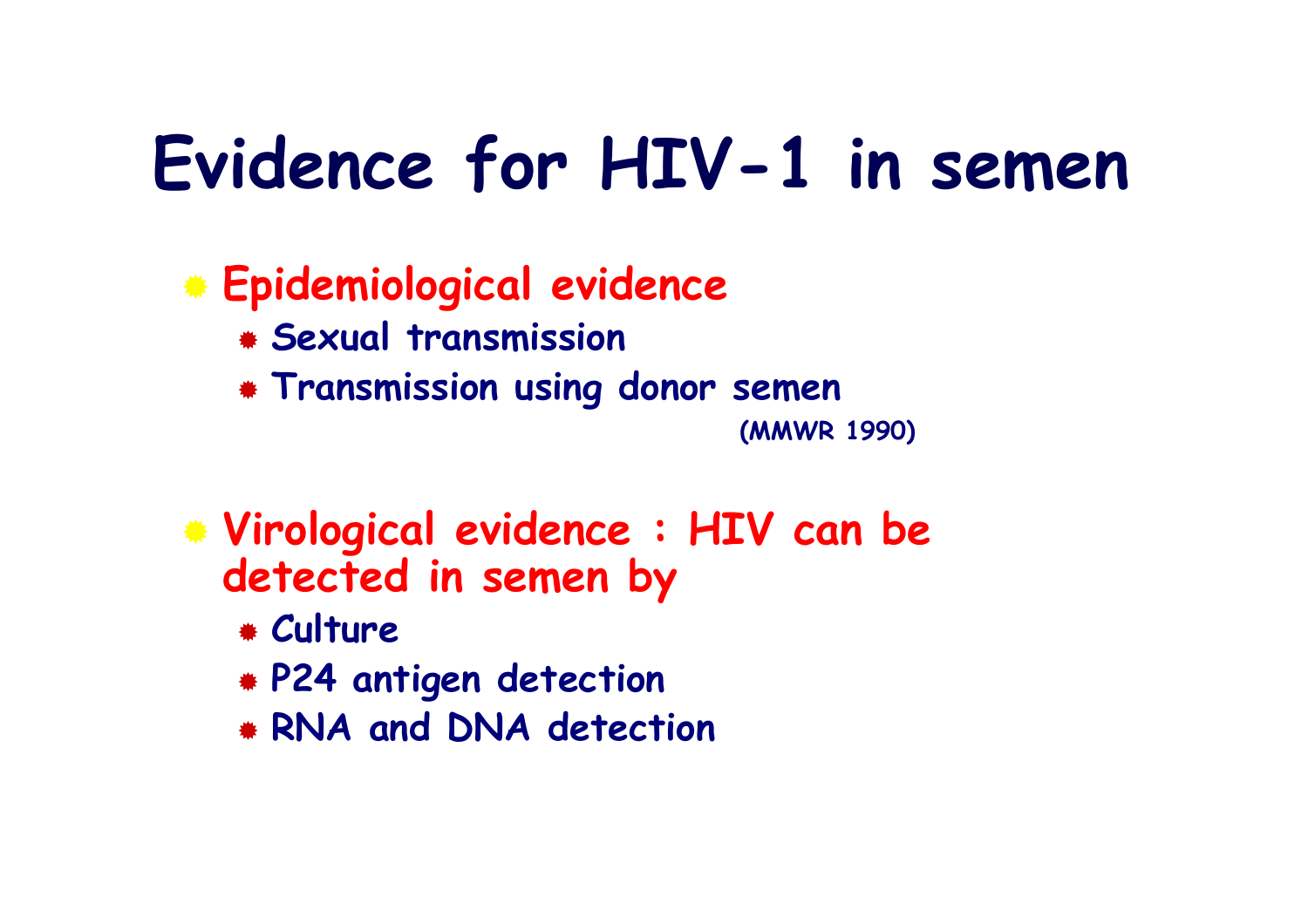# Evidence for HIV-1 in semen

- **Epidemiological evidence**
  - Sexual transmission
  - Transmission using donor semen

    (MMWR 1990)

- **Virological evidence : HIV can be detected in semen by**
  - Culture
  - P24 antigen detection
  - RNA and DNA detection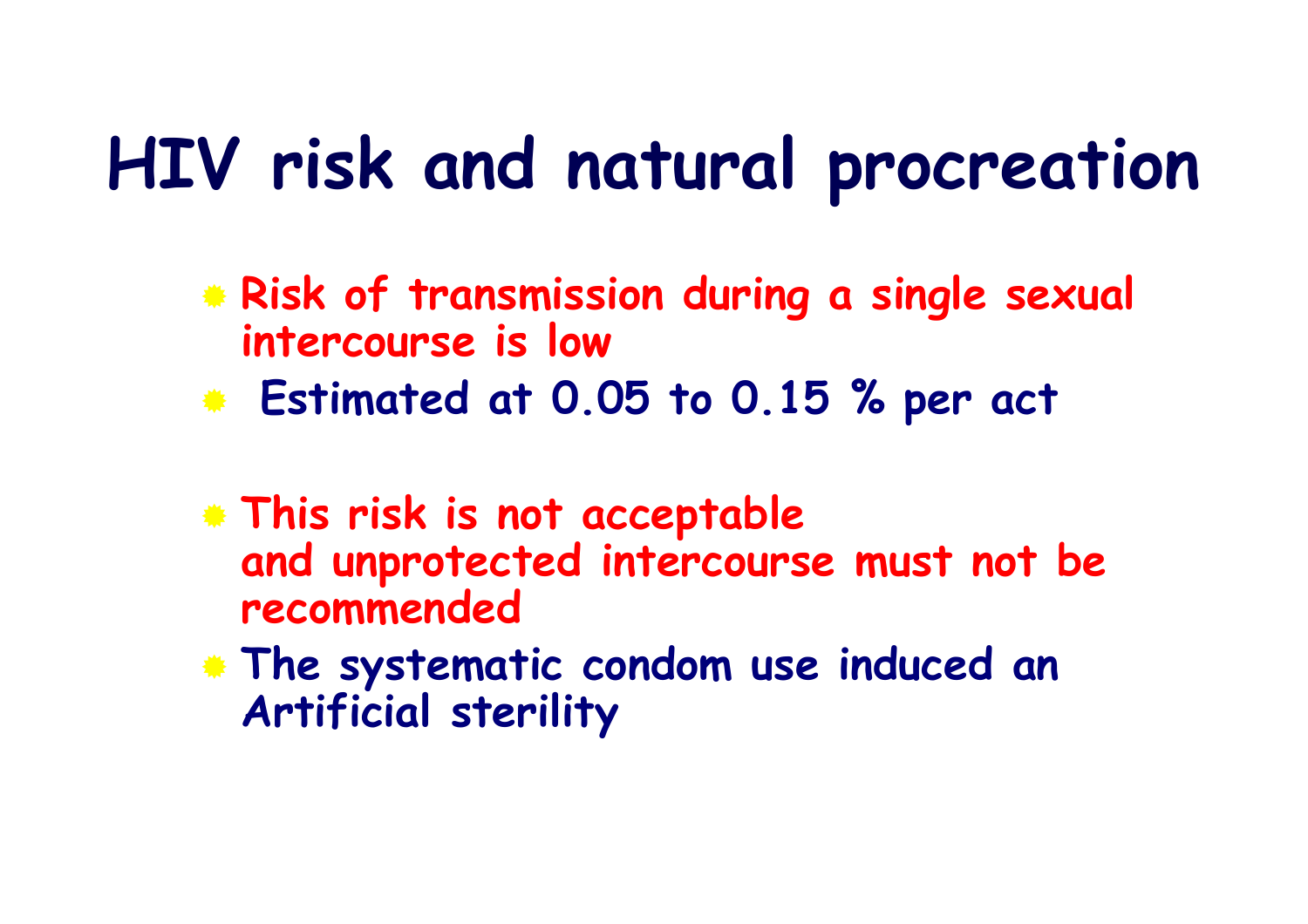# HIV risk and natural procreation

- Risk of transmission during a single sexual intercourse is low
- Estimated at 0.05 to 0.15 % per act

- This risk is not acceptable and unprotected intercourse must not be recommended
- The systematic condom use induced an Artificial sterility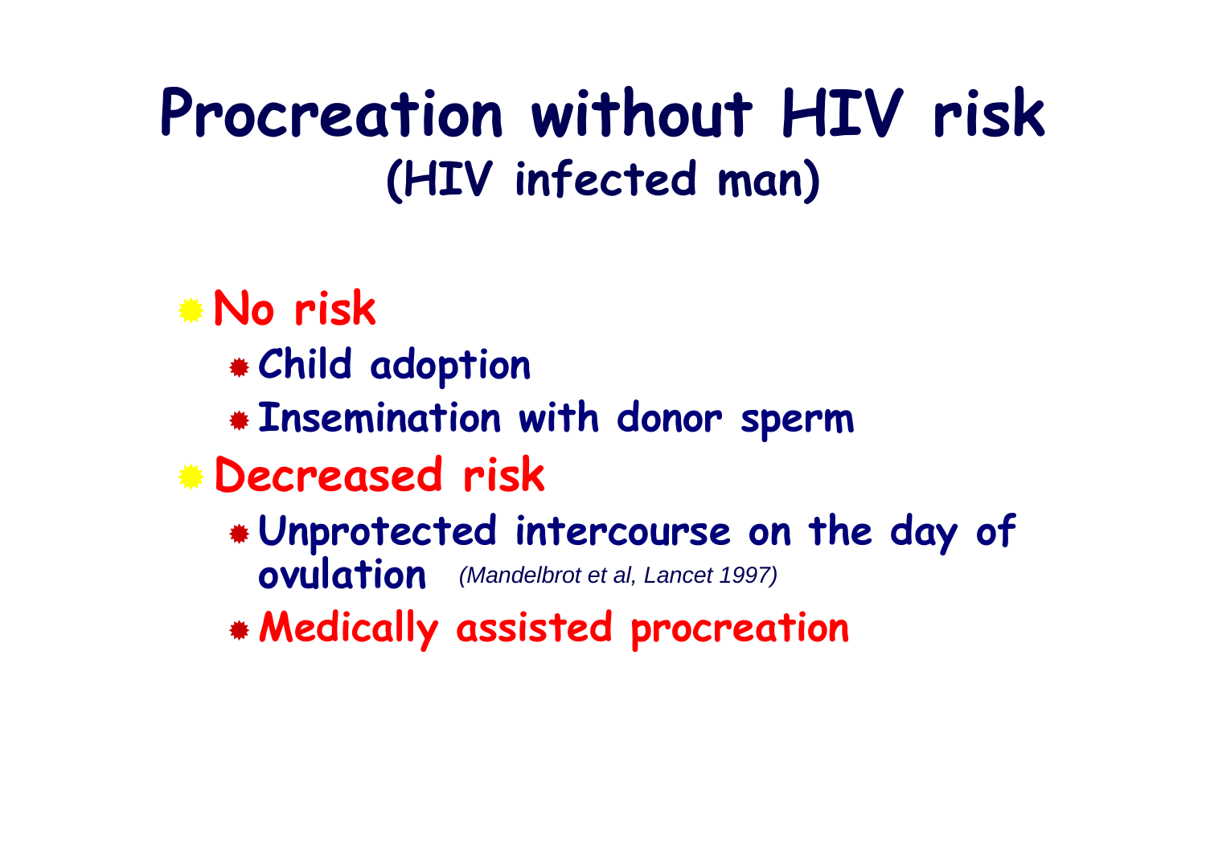# Procreation without HIV risk
## (HIV infected man)

- **No risk**
  - **Child adoption**
  - **Insemination with donor sperm**
- **Decreased risk**
  - **Unprotected intercourse on the day of ovulation** *(Mandelbrot et al, Lancet 1997)*
  - **Medically assisted procreation**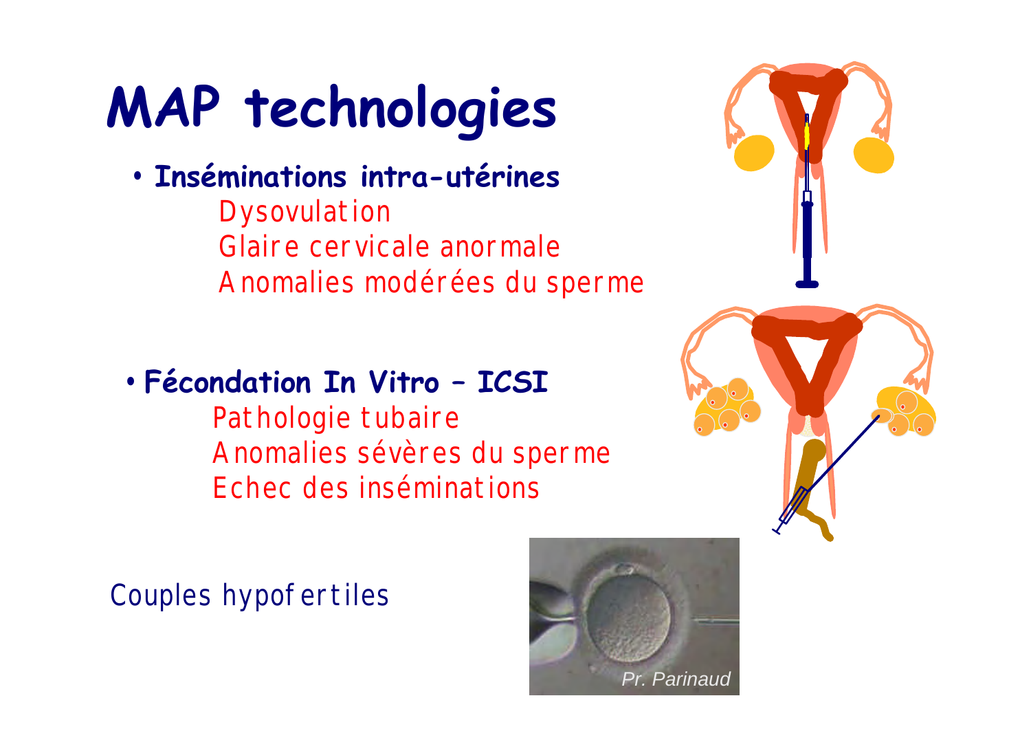# MAP technologies

- **Inséminations intra-utérines**
  - Dysovulation
  - Glaire cervicale anormale
  - Anomalies modérées du sperme

- **Fécondation In Vitro – ICSI**
  - Pathologie tubaire
  - Anomalies sévères du sperme
  - Echec des inséminations

Couples hypofertiles

*Pr. Parinaud*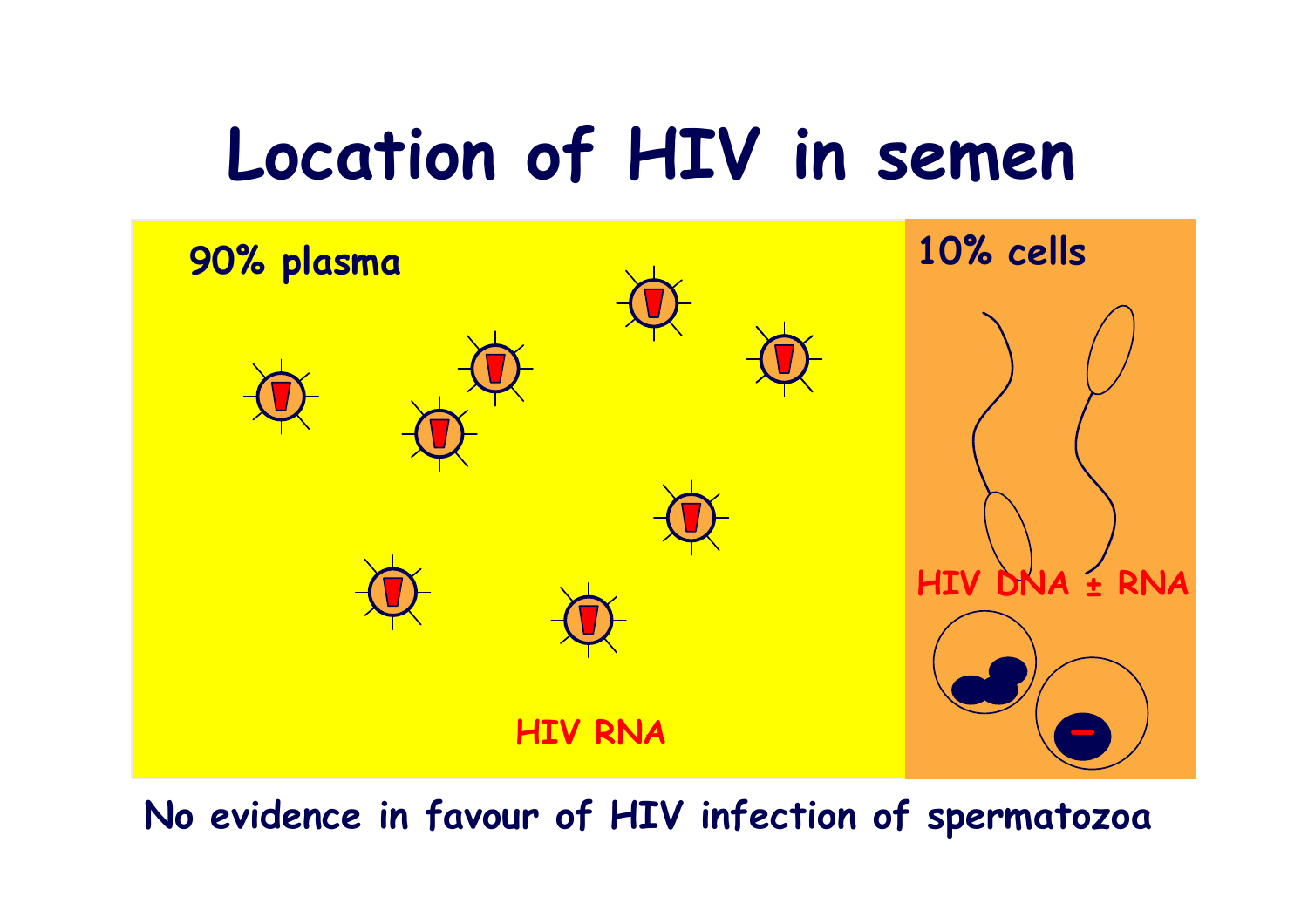# Location of HIV in semen

90% plasma

HIV RNA

10% cells

HIV DNA ± RNA

No evidence in favour of HIV infection of spermatozoa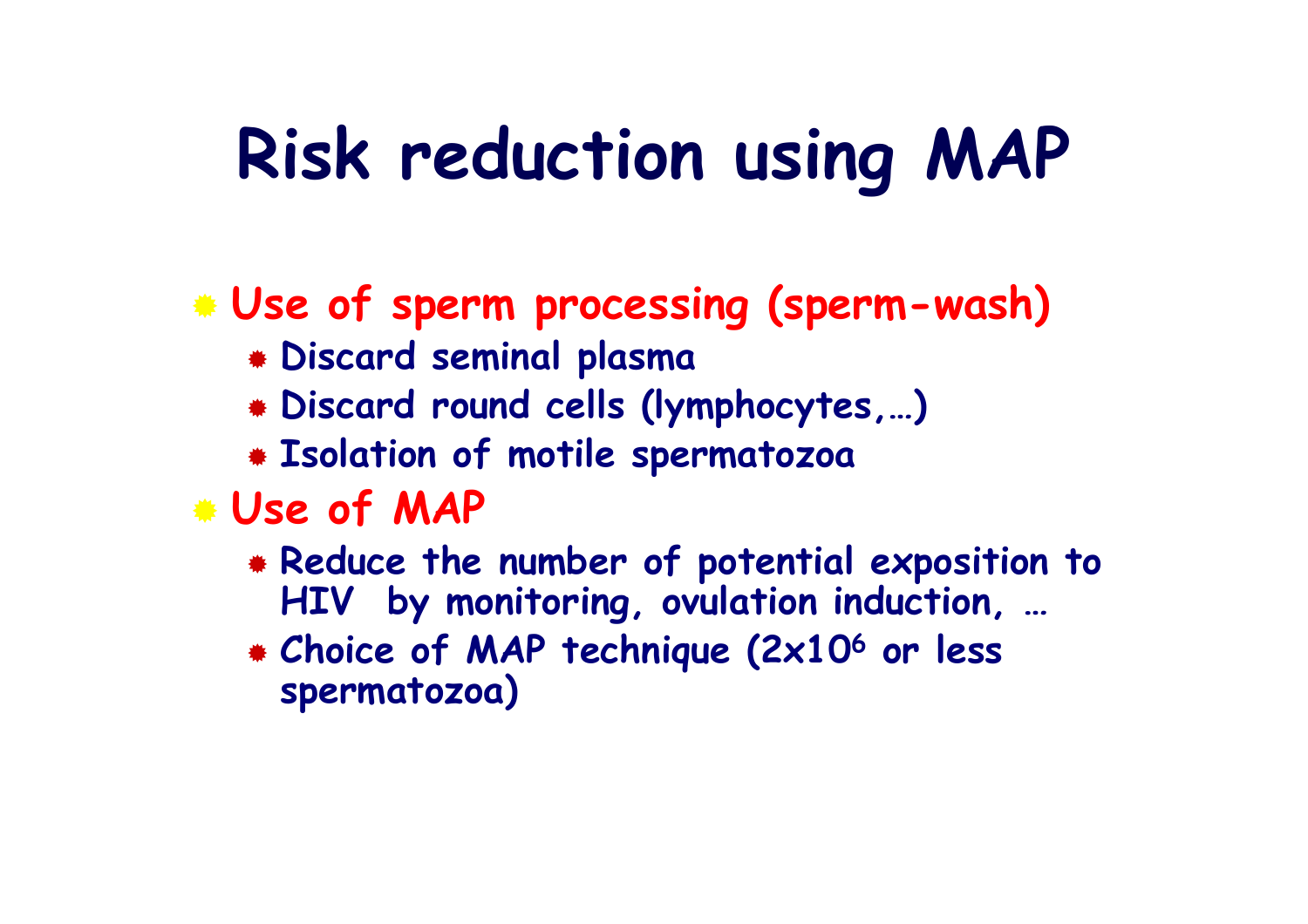# Risk reduction using MAP

- **Use of sperm processing (sperm-wash)**
  - **Discard seminal plasma**
  - **Discard round cells (lymphocytes,…)**
  - **Isolation of motile spermatozoa**
- **Use of MAP**
  - **Reduce the number of potential exposition to HIV by monitoring, ovulation induction, …**
  - **Choice of MAP technique ($2x10^6$ or less spermatozoa)**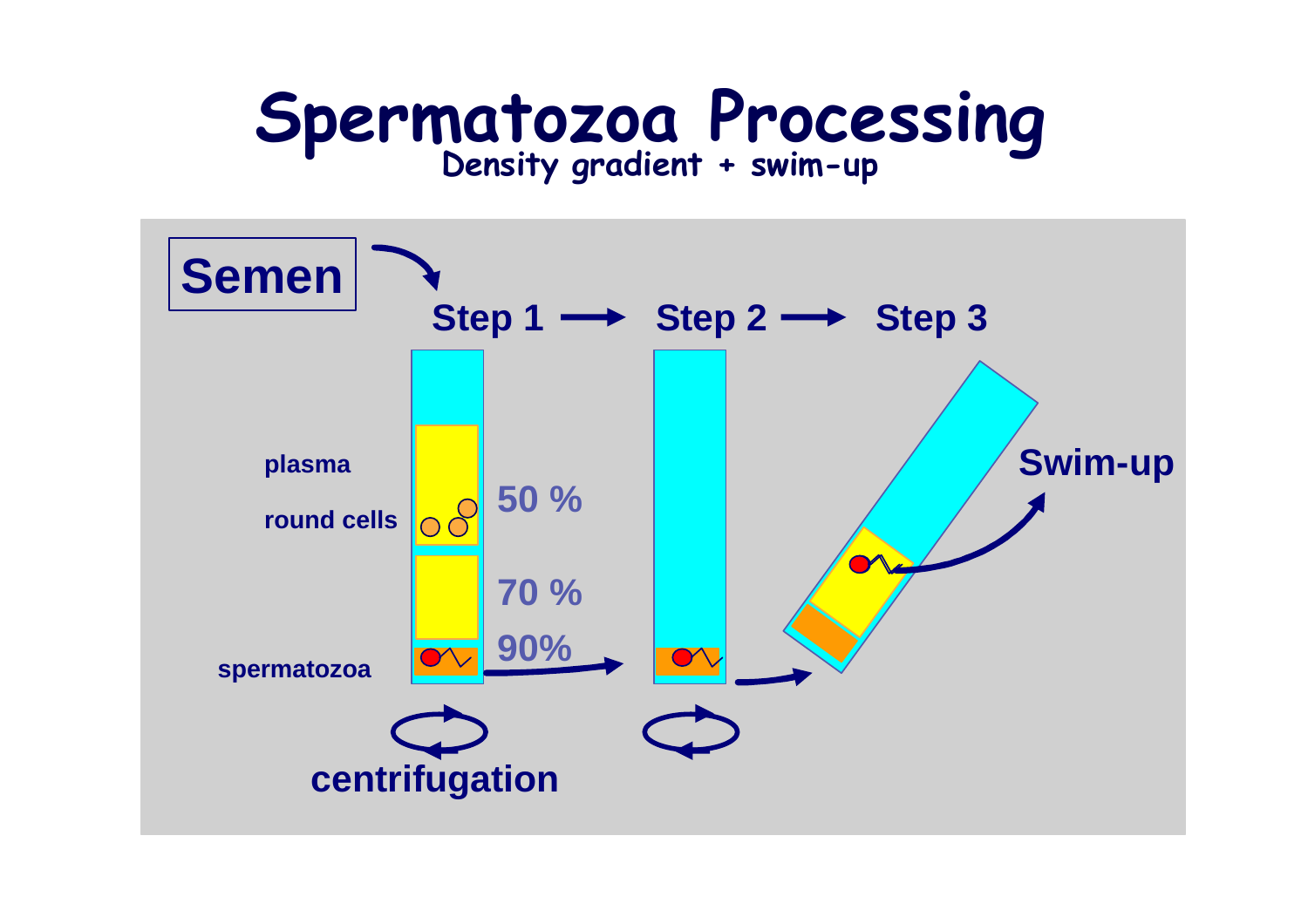# Spermatozoa Processing

**Density gradient + swim-up**

**Semen**

**Step 1** → **Step 2** → **Step 3**

plasma

round cells

spermatozoa

50 %

70 %

90%

**Swim-up**

**centrifugation**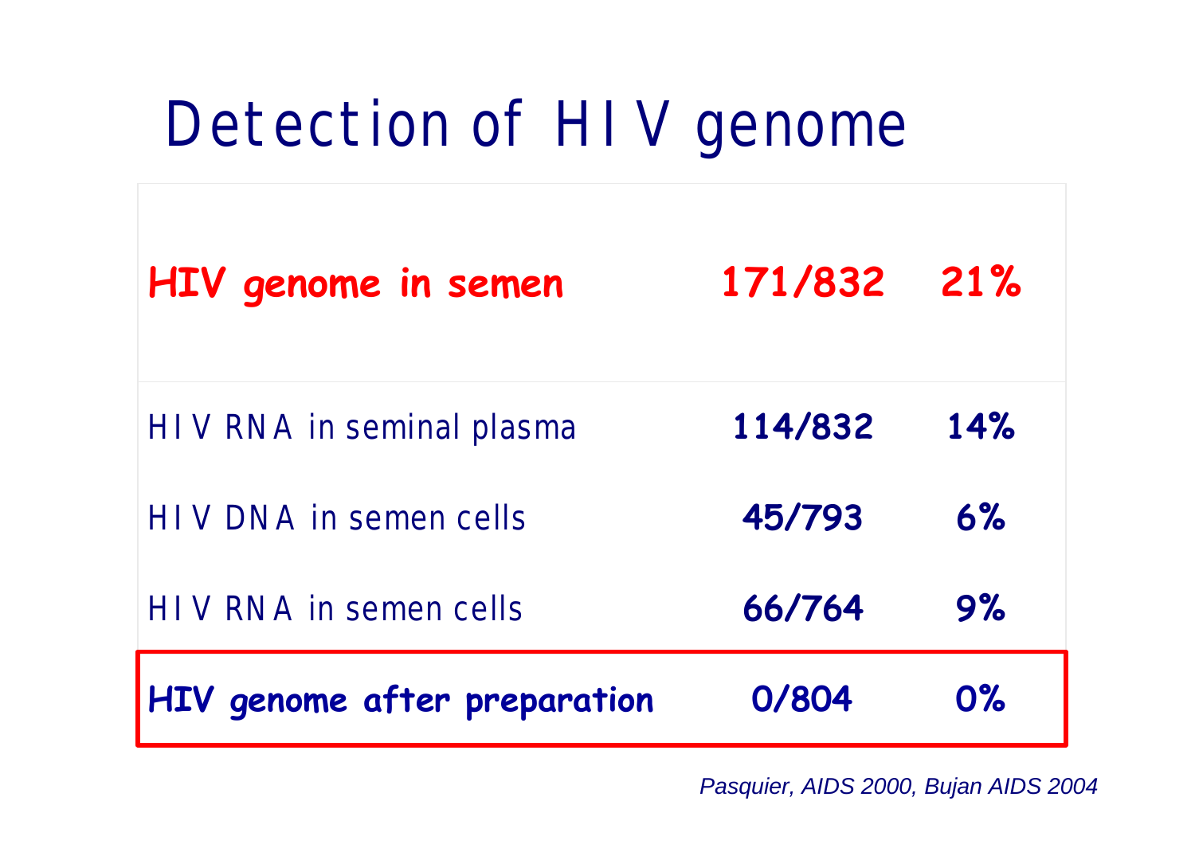# Detection of HIV genome

| | | |
|---|---|---|
| **HIV genome in semen** | **171/832** | **21%** |
| HIV RNA in seminal plasma | **114/832** | **14%** |
| HIV DNA in semen cells | **45/793** | **6%** |
| HIV RNA in semen cells | **66/764** | **9%** |
| **HIV genome after preparation** | **0/804** | **0%** |

*Pasquier, AIDS 2000, Bujan AIDS 2004*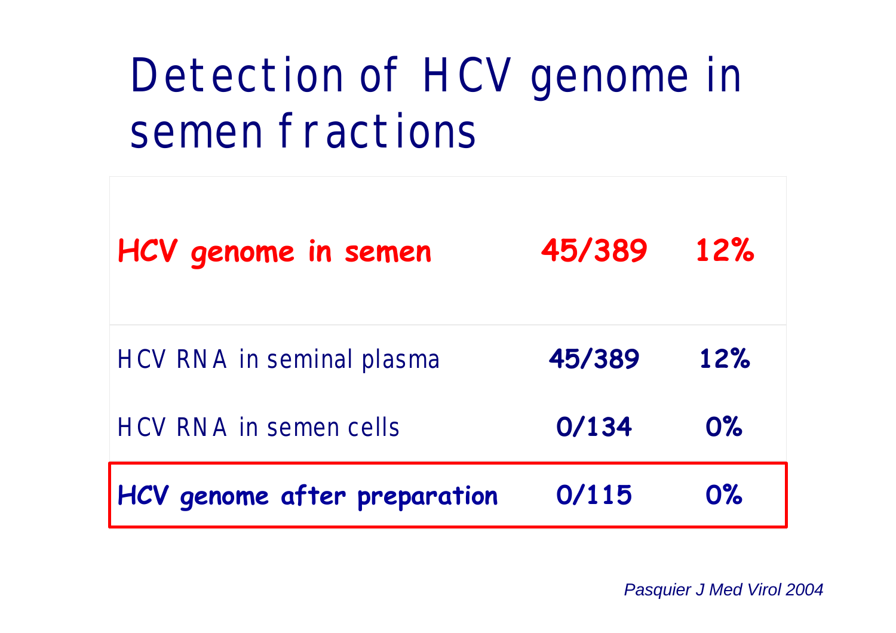# Detection of HCV genome in semen fractions

| | | |
|---|---|---|
| **HCV genome in semen** | **45/389** | **12%** |
| HCV RNA in seminal plasma | **45/389** | **12%** |
| HCV RNA in semen cells | **0/134** | **0%** |
| **HCV genome after preparation** | **0/115** | **0%** |

*Pasquier J Med Virol 2004*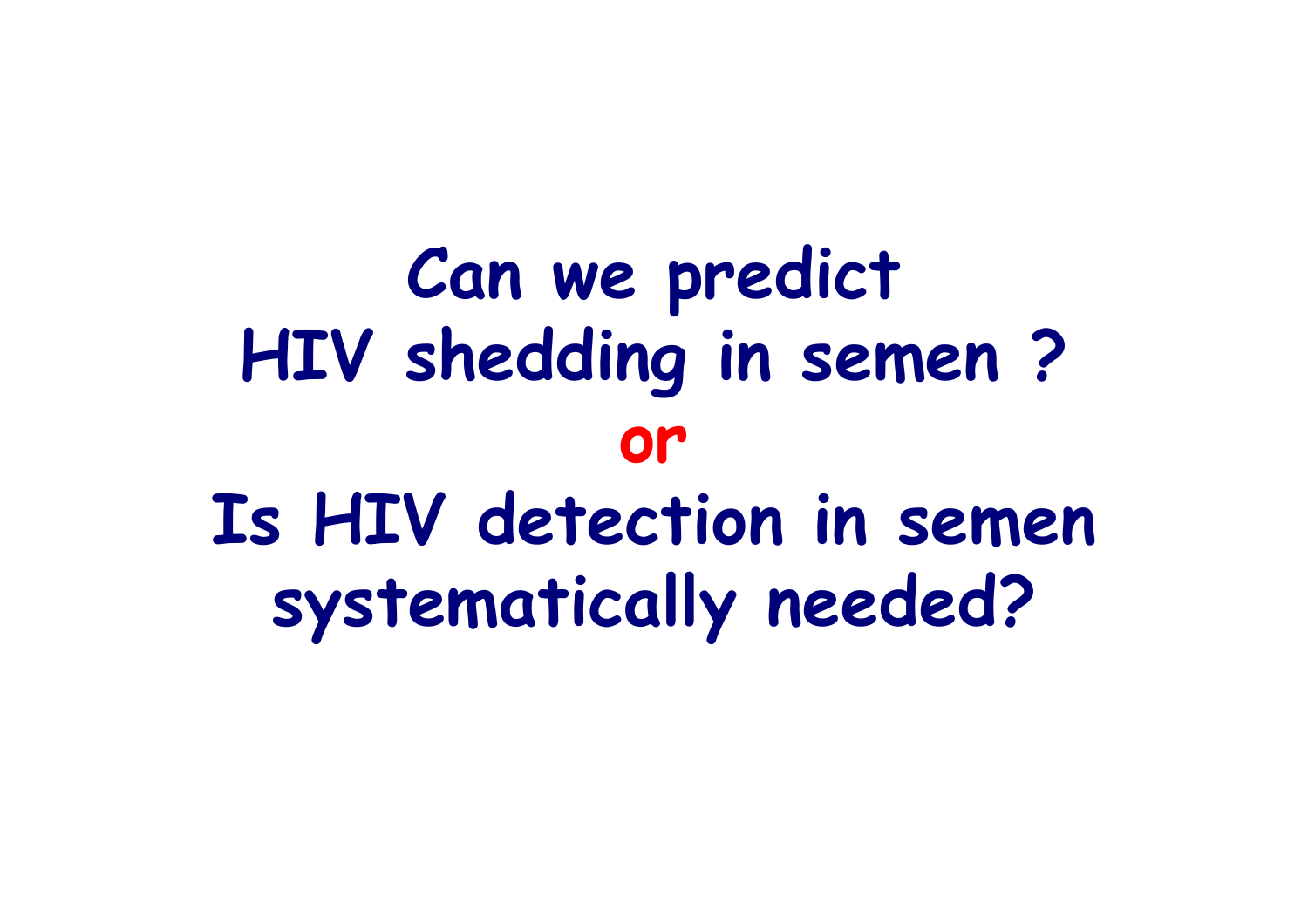# Can we predict HIV shedding in semen ?

# **or**

# Is HIV detection in semen systematically needed?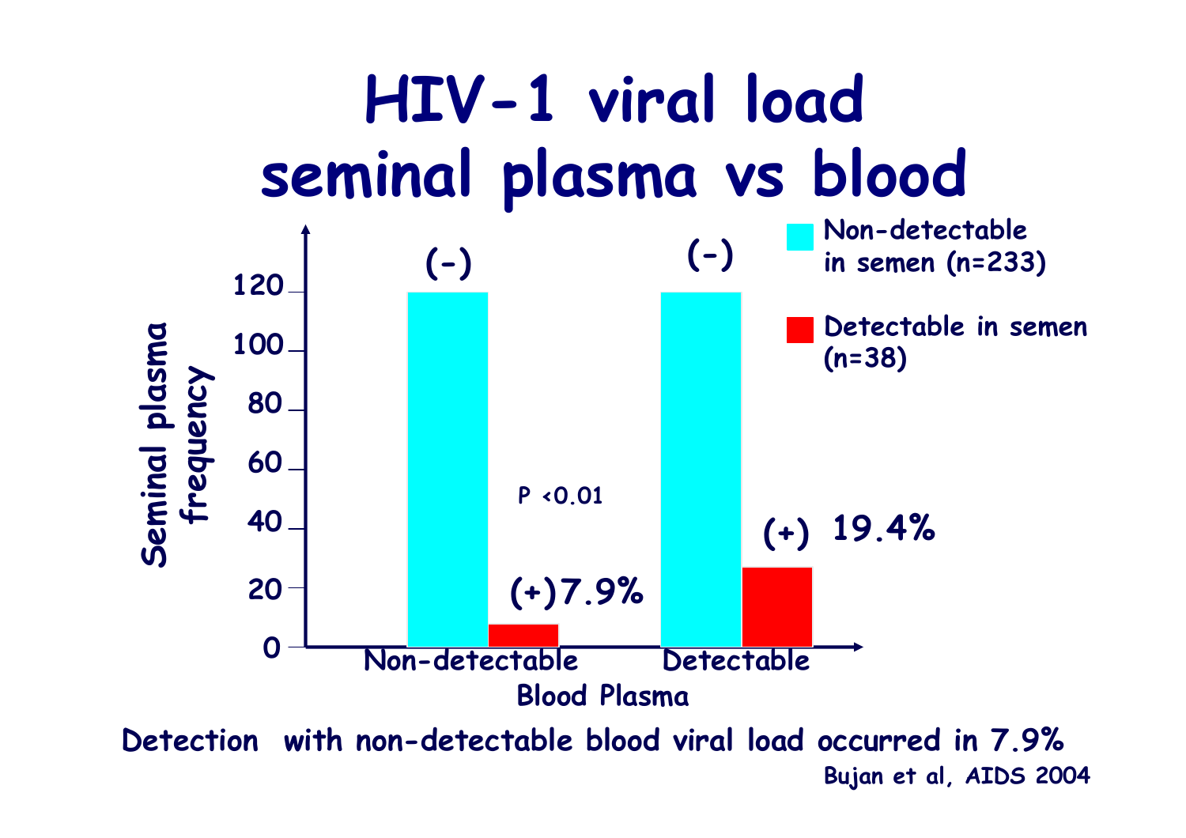# HIV-1 viral load seminal plasma vs blood

Seminal plasma frequency

- Non-detectable in semen (n=233)
- Detectable in semen (n=38)

| Blood Plasma | Non-detectable in semen | Detectable in semen |
|---|---|---|
| Non-detectable | (-) | (+) 7.9% |
| Detectable | (-) | (+) 19.4% |

$P < 0.01$

Detection with non-detectable blood viral load occurred in 7.9%

Bujan et al, AIDS 2004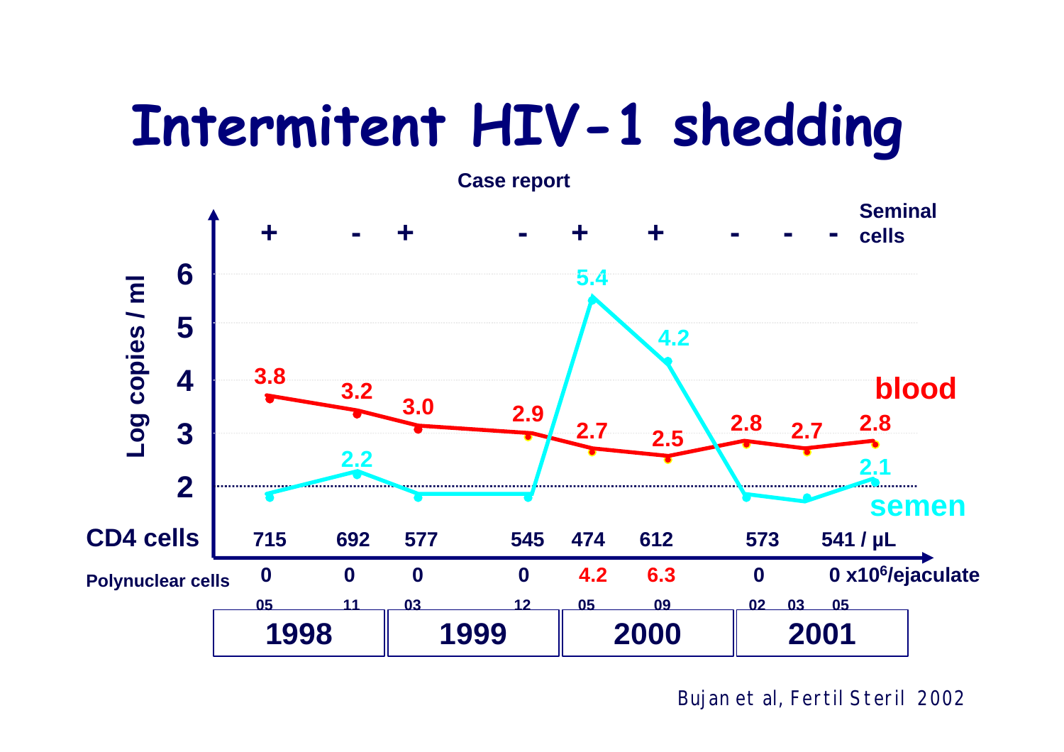# Intermitent HIV-1 shedding

Case report

| Date | 05/1998 | 11/1998 | 03/1999 | 12/1999 | 05/2000 | 09/2000 | 02/2001 | 03/2001 | 05/2001 |
|---|---|---|---|---|---|---|---|---|---|
| Seminal cells | + | - | + | - | + | + | - | - | - |
| Blood (log copies/ml) | 3.8 | 3.2 | 3.0 | 2.9 | 2.7 | 2.5 | 2.8 | 2.7 | 2.8 |
| Semen (log copies/ml) | | 2.2 | | | 5.4 | 4.2 | | | 2.1 |
| CD4 cells (/µL) | 715 | 692 | 577 | 545 | 474 | 612 | 573 | | 541 |
| Polynuclear cells ($\times 10^6$/ejaculate) | 0 | 0 | 0 | 0 | 4.2 | 6.3 | 0 | | 0 |

Bujan et al, Fertil Steril 2002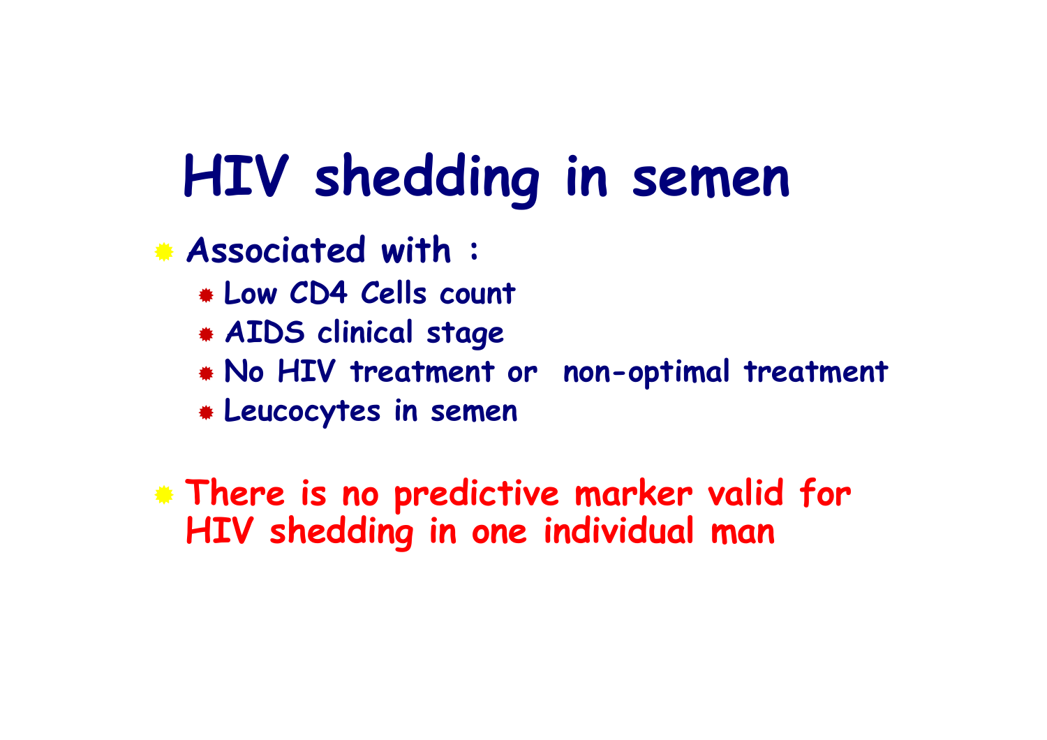# HIV shedding in semen

- Associated with :
  - Low CD4 Cells count
  - AIDS clinical stage
  - No HIV treatment or non-optimal treatment
  - Leucocytes in semen

- There is no predictive marker valid for HIV shedding in one individual man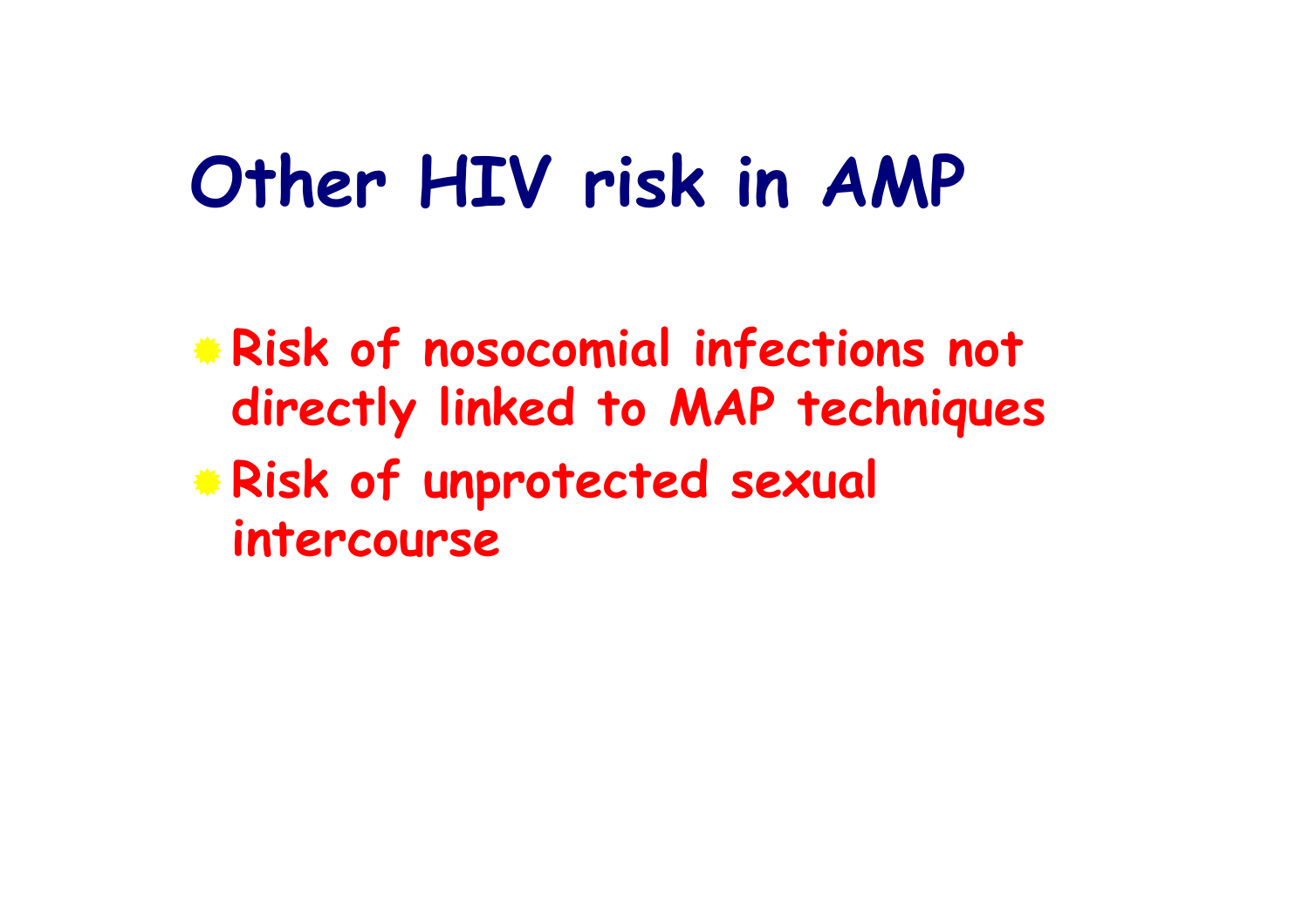# Other HIV risk in AMP

- Risk of nosocomial infections not directly linked to MAP techniques
- Risk of unprotected sexual intercourse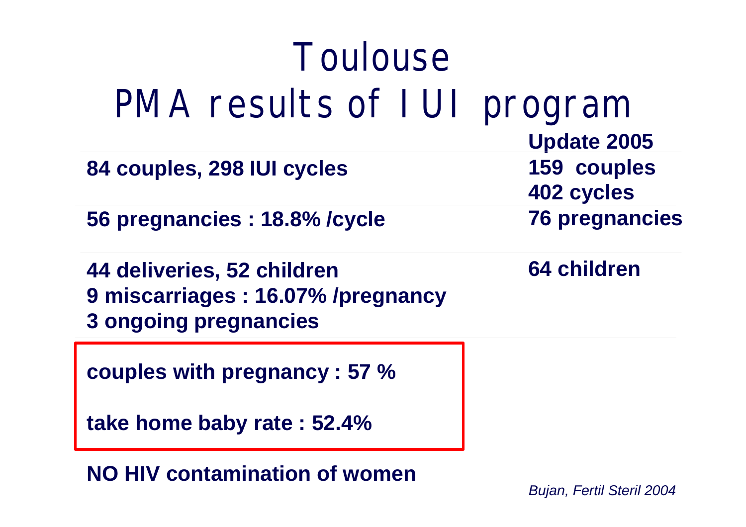# Toulouse
# PMA results of IUI program

| | **Update 2005** |
|---|---|
| **84 couples, 298 IUI cycles** | **159 couples**<br>**402 cycles** |
| **56 pregnancies : 18.8% /cycle** | **76 pregnancies** |
| **44 deliveries, 52 children**<br>**9 miscarriages : 16.07% /pregnancy**<br>**3 ongoing pregnancies** | **64 children** |

**couples with pregnancy : 57 %**

**take home baby rate : 52.4%**

**NO HIV contamination of women**

*Bujan, Fertil Steril 2004*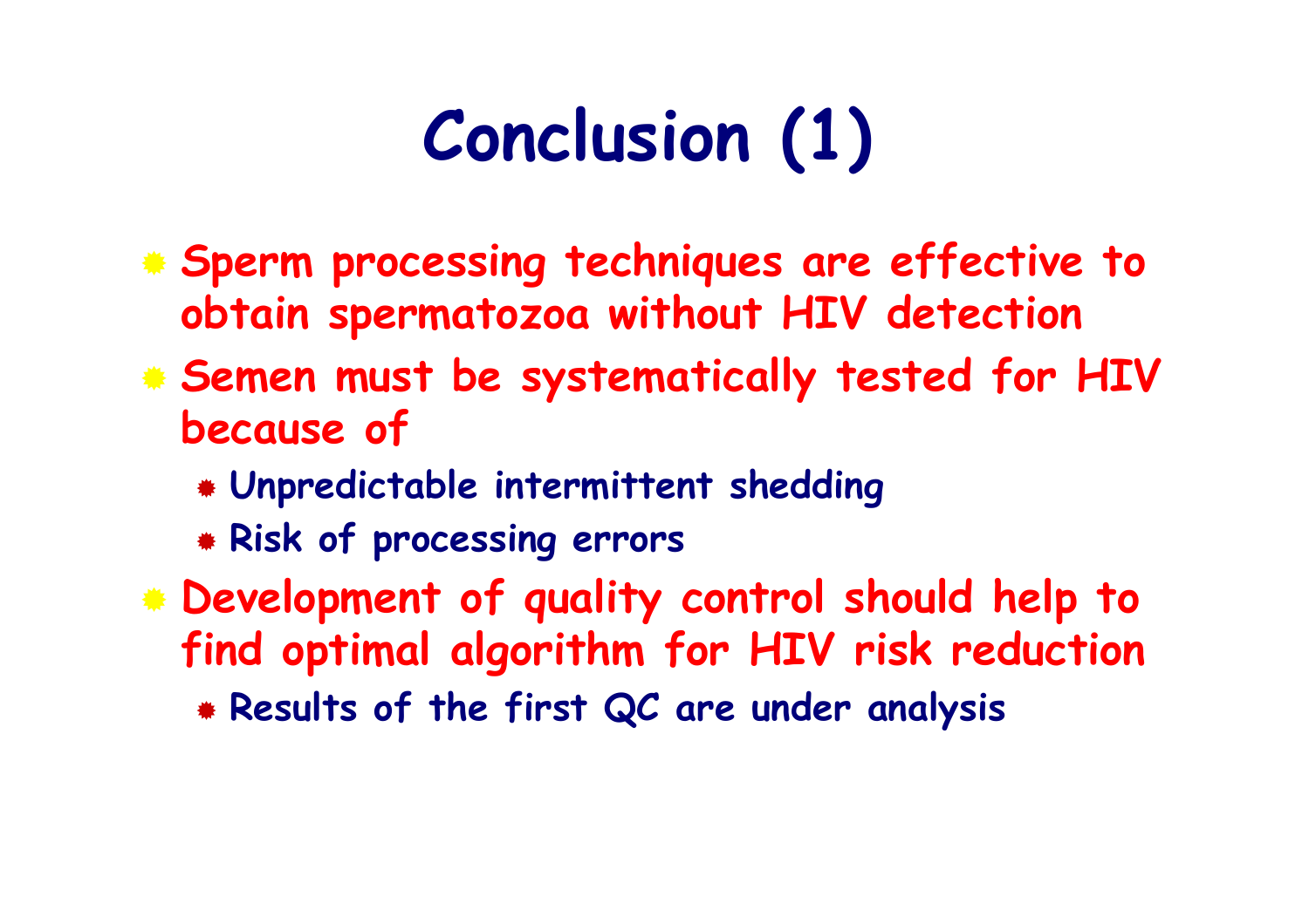# Conclusion (1)

- Sperm processing techniques are effective to obtain spermatozoa without HIV detection
- Semen must be systematically tested for HIV because of
  - Unpredictable intermittent shedding
  - Risk of processing errors
- Development of quality control should help to find optimal algorithm for HIV risk reduction
  - Results of the first QC are under analysis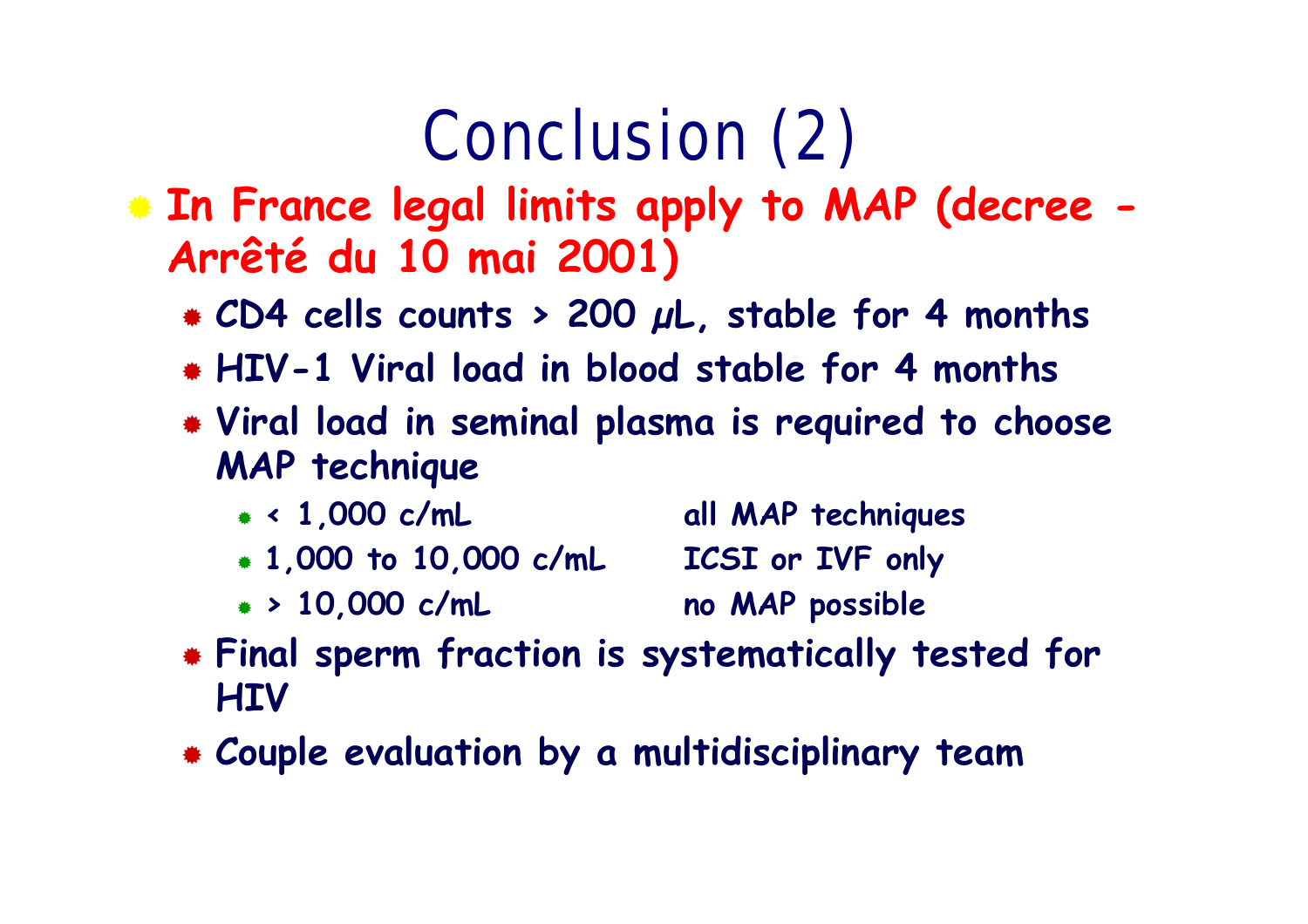# Conclusion (2)

- **In France legal limits apply to MAP (decree - Arrêté du 10 mai 2001)**
  - **CD4 cells counts > 200 µL, stable for 4 months**
  - **HIV-1 Viral load in blood stable for 4 months**
  - **Viral load in seminal plasma is required to choose MAP technique**
    - **< 1,000 c/mL** — **all MAP techniques**
    - **1,000 to 10,000 c/mL** — **ICSI or IVF only**
    - **> 10,000 c/mL** — **no MAP possible**
  - **Final sperm fraction is systematically tested for HIV**
  - **Couple evaluation by a multidisciplinary team**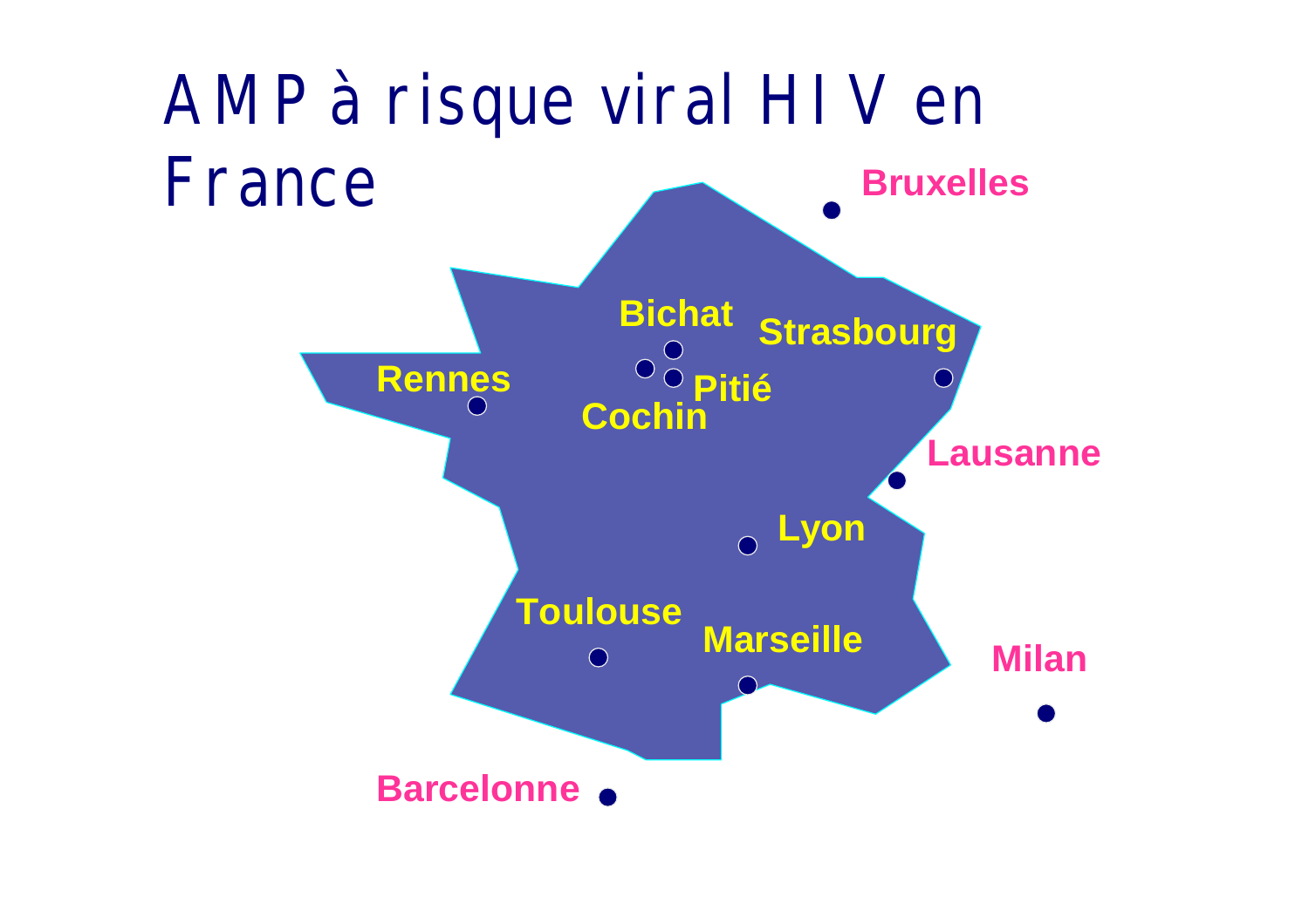# AMP à risque viral HIV en France

Bruxelles

Bichat

Strasbourg

Rennes

Pitié

Cochin

Lausanne

Lyon

Toulouse

Marseille

Milan

Barcelonne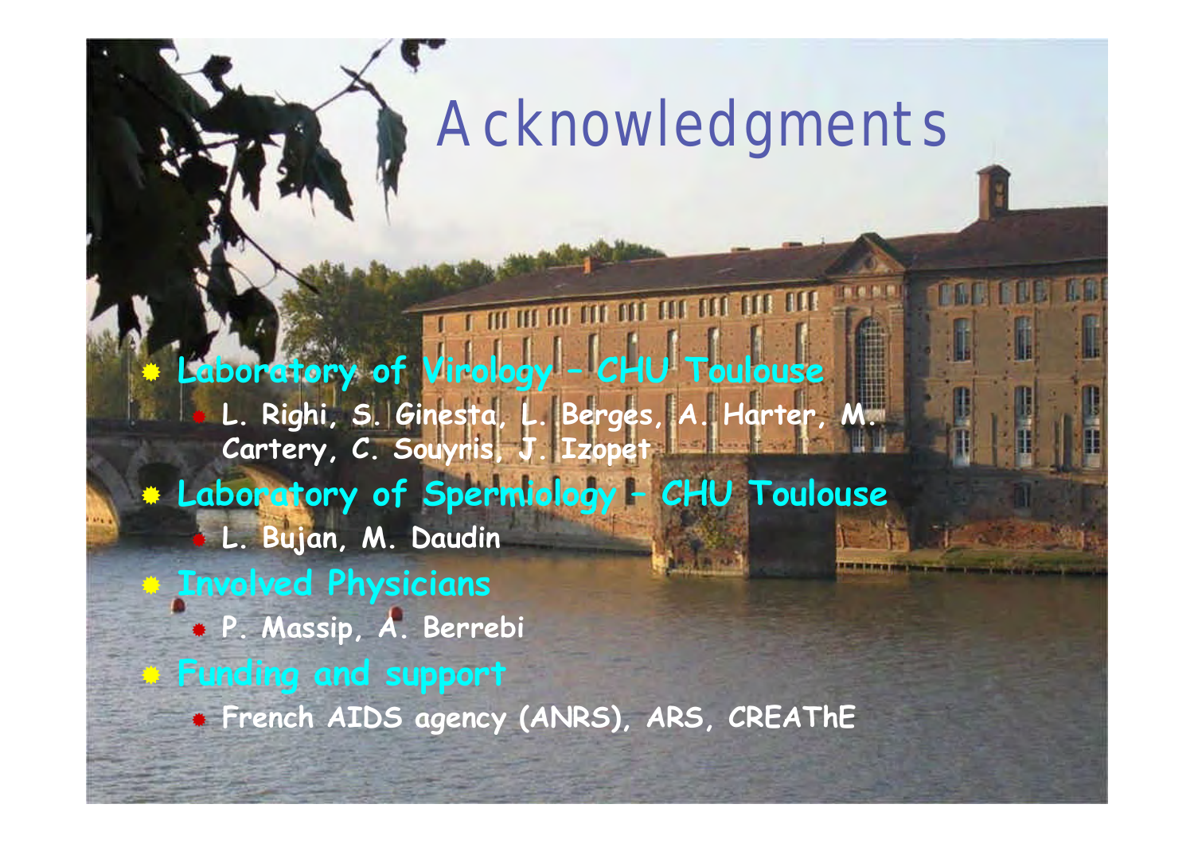# Acknowledgments

- Laboratory of Virology – CHU Toulouse
  - L. Righi, S. Ginesta, L. Berges, A. Harter, M. Cartery, C. Souyris, J. Izopet
- Laboratory of Spermiology – CHU Toulouse
  - L. Bujan, M. Daudin
- Involved Physicians
  - P. Massip, A. Berrebi
- Funding and support
  - French AIDS agency (ANRS), ARS, CREAThE